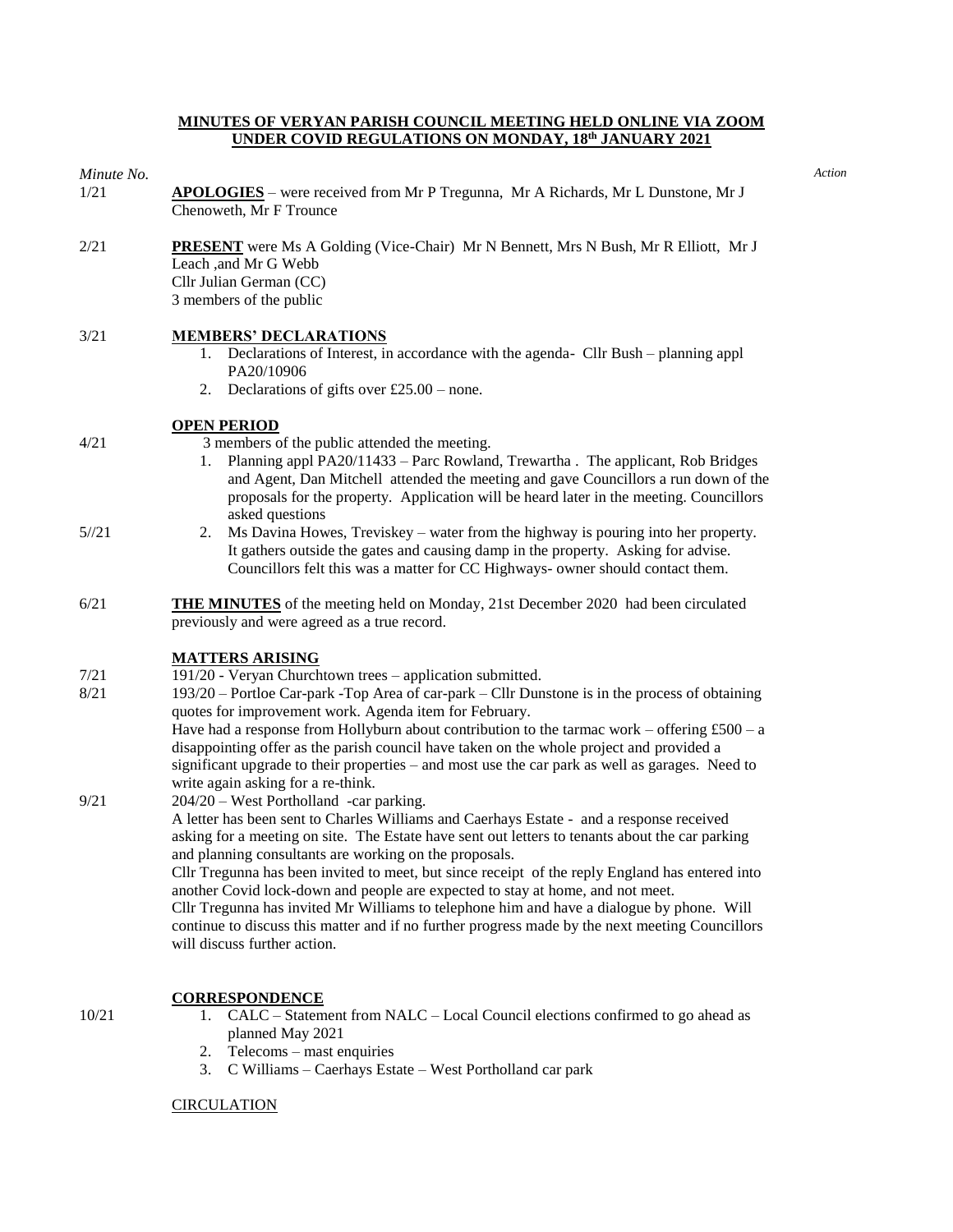**MINUTES OF VERYAN PARISH COUNCIL MEETING HELD ONLINE VIA ZOOM UNDER COVID REGULATIONS ON MONDAY, 18th JANUARY 2021**

*Minute No.* *Action*

1/21 **APOLOGIES** – were received from Mr P Tregunna, Mr A Richards, Mr L Dunstone, Mr J Chenoweth, Mr F Trounce

2/21 **PRESENT** were Ms A Golding (Vice-Chair) Mr N Bennett, Mrs N Bush, Mr R Elliott, Mr J Leach ,and Mr G Webb
Cllr Julian German (CC)
3 members of the public

3/21 **MEMBERS' DECLARATIONS**

1. Declarations of Interest, in accordance with the agenda- Cllr Bush – planning appl PA20/10906
2. Declarations of gifts over £25.00 – none.

**OPEN PERIOD**

4/21 3 members of the public attended the meeting.

1. Planning appl PA20/11433 – Parc Rowland, Trewartha . The applicant, Rob Bridges and Agent, Dan Mitchell attended the meeting and gave Councillors a run down of the proposals for the property. Application will be heard later in the meeting. Councillors asked questions

5//21

2. Ms Davina Howes, Treviskey – water from the highway is pouring into her property. It gathers outside the gates and causing damp in the property. Asking for advise. Councillors felt this was a matter for CC Highways- owner should contact them.

6/21 **THE MINUTES** of the meeting held on Monday, 21st December 2020 had been circulated previously and were agreed as a true record.

**MATTERS ARISING**

7/21 191/20 - Veryan Churchtown trees – application submitted.

8/21 193/20 – Portloe Car-park -Top Area of car-park – Cllr Dunstone is in the process of obtaining quotes for improvement work. Agenda item for February.
Have had a response from Hollyburn about contribution to the tarmac work – offering £500 – a disappointing offer as the parish council have taken on the whole project and provided a significant upgrade to their properties – and most use the car park as well as garages. Need to write again asking for a re-think.

9/21 204/20 – West Portholland -car parking.
A letter has been sent to Charles Williams and Caerhays Estate - and a response received asking for a meeting on site. The Estate have sent out letters to tenants about the car parking and planning consultants are working on the proposals.
Cllr Tregunna has been invited to meet, but since receipt of the reply England has entered into another Covid lock-down and people are expected to stay at home, and not meet.
Cllr Tregunna has invited Mr Williams to telephone him and have a dialogue by phone. Will continue to discuss this matter and if no further progress made by the next meeting Councillors will discuss further action.

**CORRESPONDENCE**

10/21

1. CALC – Statement from NALC – Local Council elections confirmed to go ahead as planned May 2021
2. Telecoms – mast enquiries
3. C Williams – Caerhays Estate – West Portholland car park

CIRCULATION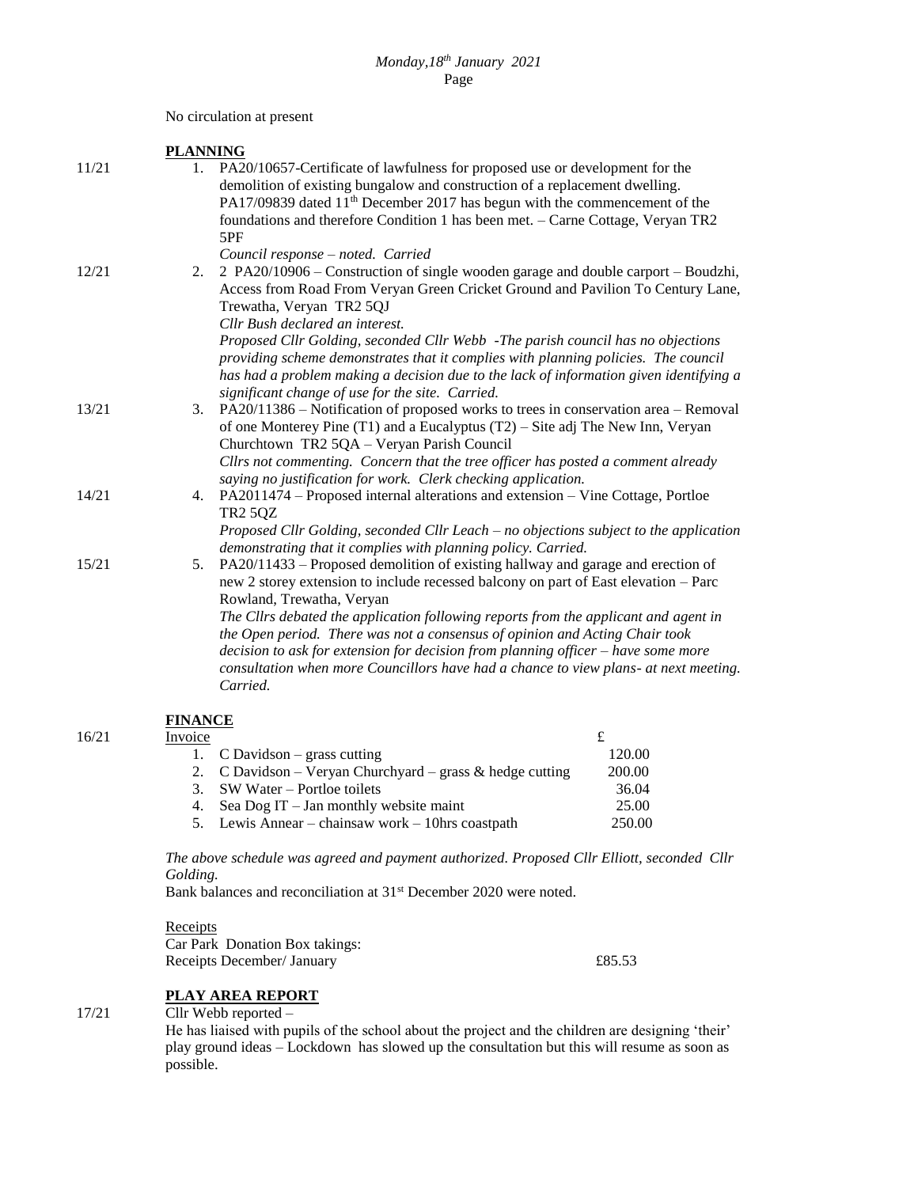No circulation at present

**PLANNING**

11/21

1. PA20/10657-Certificate of lawfulness for proposed use or development for the demolition of existing bungalow and construction of a replacement dwelling. PA17/09839 dated 11th December 2017 has begun with the commencement of the foundations and therefore Condition 1 has been met. – Carne Cottage, Veryan TR2 5PF
   *Council response – noted. Carried*

12/21

2. 2 PA20/10906 – Construction of single wooden garage and double carport – Boudzhi, Access from Road From Veryan Green Cricket Ground and Pavilion To Century Lane, Trewatha, Veryan TR2 5QJ
   *Cllr Bush declared an interest.*
   *Proposed Cllr Golding, seconded Cllr Webb -The parish council has no objections providing scheme demonstrates that it complies with planning policies. The council has had a problem making a decision due to the lack of information given identifying a significant change of use for the site. Carried.*

13/21

3. PA20/11386 – Notification of proposed works to trees in conservation area – Removal of one Monterey Pine (T1) and a Eucalyptus (T2) – Site adj The New Inn, Veryan Churchtown TR2 5QA – Veryan Parish Council
   *Cllrs not commenting. Concern that the tree officer has posted a comment already saying no justification for work. Clerk checking application.*

14/21

4. PA2011474 – Proposed internal alterations and extension – Vine Cottage, Portloe TR2 5QZ
   *Proposed Cllr Golding, seconded Cllr Leach – no objections subject to the application demonstrating that it complies with planning policy. Carried.*

15/21

5. PA20/11433 – Proposed demolition of existing hallway and garage and erection of new 2 storey extension to include recessed balcony on part of East elevation – Parc Rowland, Trewatha, Veryan
   *The Cllrs debated the application following reports from the applicant and agent in the Open period. There was not a consensus of opinion and Acting Chair took decision to ask for extension for decision from planning officer – have some more consultation when more Councillors have had a chance to view plans- at next meeting. Carried.*

**FINANCE**

16/21

| Invoice | £ |
|---|---|
| 1. C Davidson – grass cutting | 120.00 |
| 2. C Davidson – Veryan Churchyard – grass & hedge cutting | 200.00 |
| 3. SW Water – Portloe toilets | 36.04 |
| 4. Sea Dog IT – Jan monthly website maint | 25.00 |
| 5. Lewis Annear – chainsaw work – 10hrs coastpath | 250.00 |

*The above schedule was agreed and payment authorized. Proposed Cllr Elliott, seconded Cllr Golding.*

Bank balances and reconciliation at 31st December 2020 were noted.

Receipts
Car Park Donation Box takings:
Receipts December/ January £85.53

**PLAY AREA REPORT**

17/21

Cllr Webb reported –
He has liaised with pupils of the school about the project and the children are designing 'their' play ground ideas – Lockdown has slowed up the consultation but this will resume as soon as possible.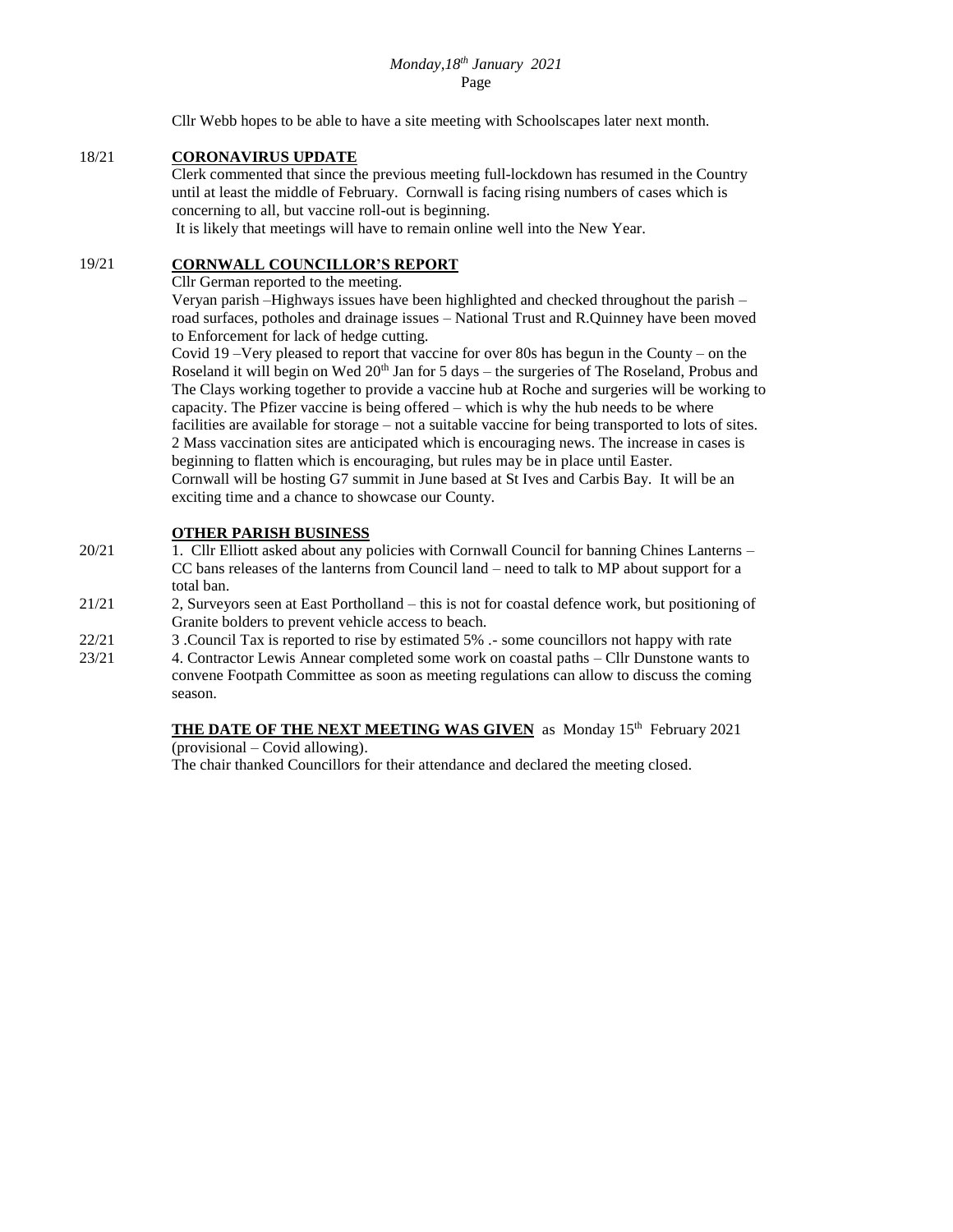Cllr Webb hopes to be able to have a site meeting with Schoolscapes later next month.

18/21 **CORONAVIRUS UPDATE**

Clerk commented that since the previous meeting full-lockdown has resumed in the Country until at least the middle of February. Cornwall is facing rising numbers of cases which is concerning to all, but vaccine roll-out is beginning.

It is likely that meetings will have to remain online well into the New Year.

19/21 **CORNWALL COUNCILLOR'S REPORT**

Cllr German reported to the meeting.

Veryan parish –Highways issues have been highlighted and checked throughout the parish – road surfaces, potholes and drainage issues – National Trust and R.Quinney have been moved to Enforcement for lack of hedge cutting.

Covid 19 –Very pleased to report that vaccine for over 80s has begun in the County – on the Roseland it will begin on Wed 20th Jan for 5 days – the surgeries of The Roseland, Probus and The Clays working together to provide a vaccine hub at Roche and surgeries will be working to capacity. The Pfizer vaccine is being offered – which is why the hub needs to be where facilities are available for storage – not a suitable vaccine for being transported to lots of sites. 2 Mass vaccination sites are anticipated which is encouraging news. The increase in cases is beginning to flatten which is encouraging, but rules may be in place until Easter.

Cornwall will be hosting G7 summit in June based at St Ives and Carbis Bay. It will be an exciting time and a chance to showcase our County.

**OTHER PARISH BUSINESS**

20/21 1. Cllr Elliott asked about any policies with Cornwall Council for banning Chines Lanterns – CC bans releases of the lanterns from Council land – need to talk to MP about support for a total ban.

21/21 2, Surveyors seen at East Portholland – this is not for coastal defence work, but positioning of Granite bolders to prevent vehicle access to beach.

22/21 3 .Council Tax is reported to rise by estimated 5% .- some councillors not happy with rate

23/21 4. Contractor Lewis Annear completed some work on coastal paths – Cllr Dunstone wants to convene Footpath Committee as soon as meeting regulations can allow to discuss the coming season.

**THE DATE OF THE NEXT MEETING WAS GIVEN** as Monday 15th February 2021 (provisional – Covid allowing).

The chair thanked Councillors for their attendance and declared the meeting closed.